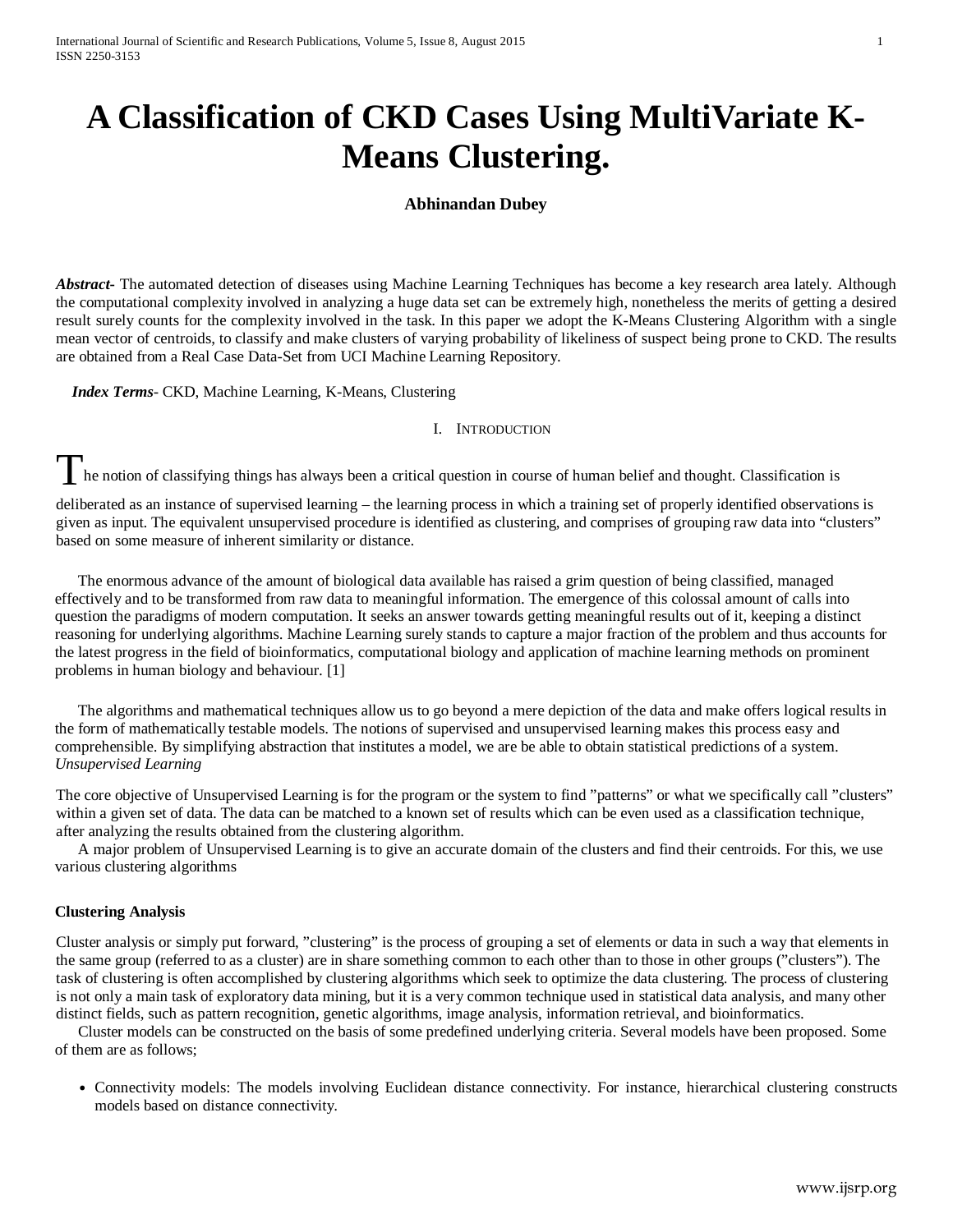# A Classification of CKD Cases Using MultiVariate K-Means Clustering.

**Abhinandan Dubey**

***Abstract***- The automated detection of diseases using Machine Learning Techniques has become a key research area lately. Although the computational complexity involved in analyzing a huge data set can be extremely high, nonetheless the merits of getting a desired result surely counts for the complexity involved in the task. In this paper we adopt the K-Means Clustering Algorithm with a single mean vector of centroids, to classify and make clusters of varying probability of likeliness of suspect being prone to CKD. The results are obtained from a Real Case Data-Set from UCI Machine Learning Repository.

***Index Terms***- CKD, Machine Learning, K-Means, Clustering

## I. Introduction

The notion of classifying things has always been a critical question in course of human belief and thought. Classification is deliberated as an instance of supervised learning – the learning process in which a training set of properly identified observations is given as input. The equivalent unsupervised procedure is identified as clustering, and comprises of grouping raw data into "clusters" based on some measure of inherent similarity or distance.

The enormous advance of the amount of biological data available has raised a grim question of being classified, managed effectively and to be transformed from raw data to meaningful information. The emergence of this colossal amount of calls into question the paradigms of modern computation. It seeks an answer towards getting meaningful results out of it, keeping a distinct reasoning for underlying algorithms. Machine Learning surely stands to capture a major fraction of the problem and thus accounts for the latest progress in the field of bioinformatics, computational biology and application of machine learning methods on prominent problems in human biology and behaviour. [1]

The algorithms and mathematical techniques allow us to go beyond a mere depiction of the data and make offers logical results in the form of mathematically testable models. The notions of supervised and unsupervised learning makes this process easy and comprehensible. By simplifying abstraction that institutes a model, we are be able to obtain statistical predictions of a system.

*Unsupervised Learning*

The core objective of Unsupervised Learning is for the program or the system to find "patterns" or what we specifically call "clusters" within a given set of data. The data can be matched to a known set of results which can be even used as a classification technique, after analyzing the results obtained from the clustering algorithm.

A major problem of Unsupervised Learning is to give an accurate domain of the clusters and find their centroids. For this, we use various clustering algorithms

### Clustering Analysis

Cluster analysis or simply put forward, "clustering" is the process of grouping a set of elements or data in such a way that elements in the same group (referred to as a cluster) are in share something common to each other than to those in other groups ("clusters"). The task of clustering is often accomplished by clustering algorithms which seek to optimize the data clustering. The process of clustering is not only a main task of exploratory data mining, but it is a very common technique used in statistical data analysis, and many other distinct fields, such as pattern recognition, genetic algorithms, image analysis, information retrieval, and bioinformatics.

Cluster models can be constructed on the basis of some predefined underlying criteria. Several models have been proposed. Some of them are as follows;

- Connectivity models: The models involving Euclidean distance connectivity. For instance, hierarchical clustering constructs models based on distance connectivity.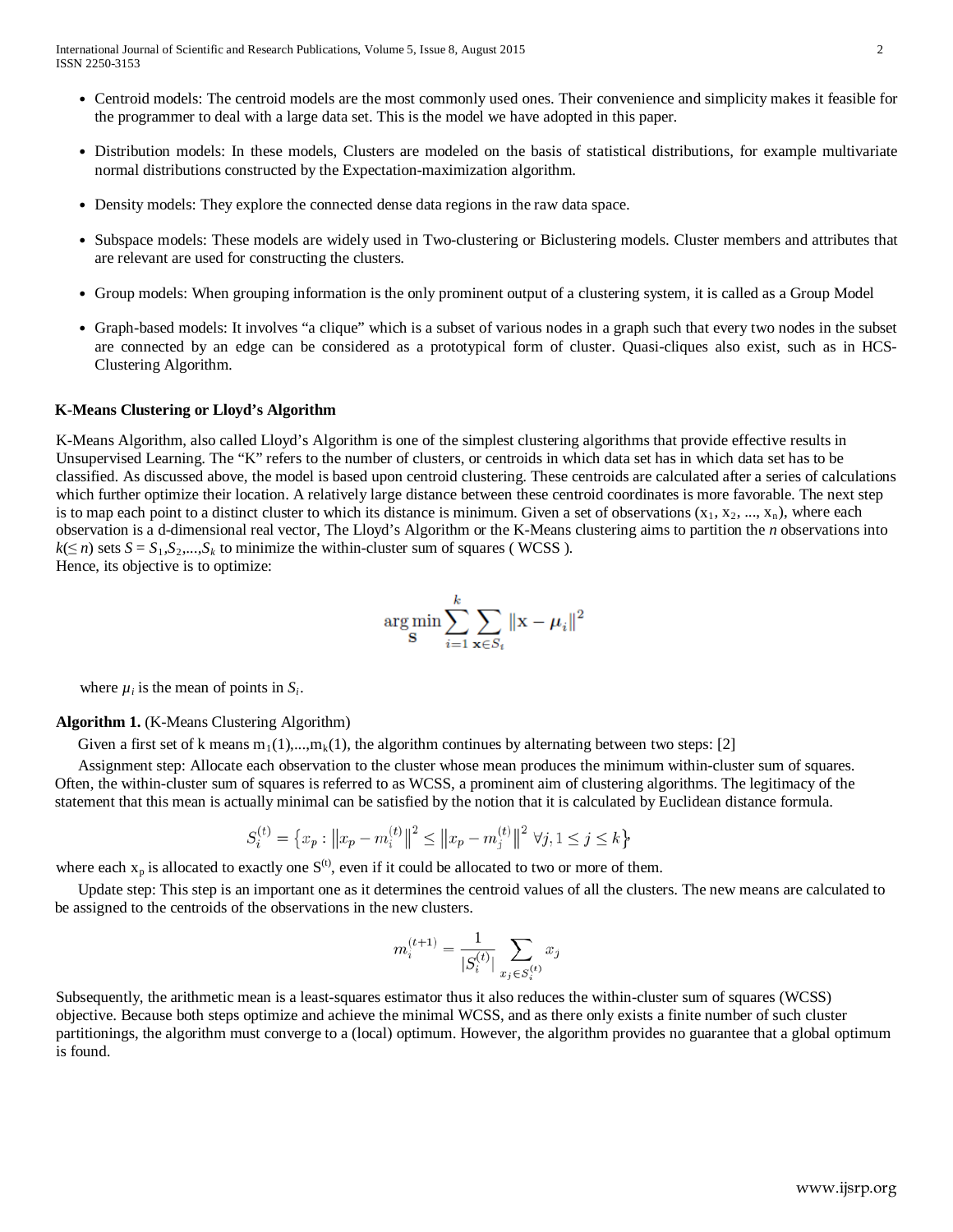- Centroid models: The centroid models are the most commonly used ones. Their convenience and simplicity makes it feasible for the programmer to deal with a large data set. This is the model we have adopted in this paper.

- Distribution models: In these models, Clusters are modeled on the basis of statistical distributions, for example multivariate normal distributions constructed by the Expectation-maximization algorithm.

- Density models: They explore the connected dense data regions in the raw data space.

- Subspace models: These models are widely used in Two-clustering or Biclustering models. Cluster members and attributes that are relevant are used for constructing the clusters.

- Group models: When grouping information is the only prominent output of a clustering system, it is called as a Group Model

- Graph-based models: It involves "a clique" which is a subset of various nodes in a graph such that every two nodes in the subset are connected by an edge can be considered as a prototypical form of cluster. Quasi-cliques also exist, such as in HCS-Clustering Algorithm.

### K-Means Clustering or Lloyd's Algorithm

K-Means Algorithm, also called Lloyd's Algorithm is one of the simplest clustering algorithms that provide effective results in Unsupervised Learning. The "K" refers to the number of clusters, or centroids in which data set has in which data set has to be classified. As discussed above, the model is based upon centroid clustering. These centroids are calculated after a series of calculations which further optimize their location. A relatively large distance between these centroid coordinates is more favorable. The next step is to map each point to a distinct cluster to which its distance is minimum. Given a set of observations ($x_1$, $x_2$, ..., $x_n$), where each observation is a d-dimensional real vector, The Lloyd's Algorithm or the K-Means clustering aims to partition the *n* observations into $k(\leq n)$ sets $S = S_1, S_2, \ldots, S_k$ to minimize the within-cluster sum of squares ( WCSS ).
Hence, its objective is to optimize:

$$\underset{\mathbf{S}}{\arg\min} \sum_{i=1}^{k} \sum_{\mathbf{x} \in S_i} \left\| \mathbf{x} - \boldsymbol{\mu}_i \right\|^2$$

where $\mu_i$ is the mean of points in $S_i$.

**Algorithm 1.** (K-Means Clustering Algorithm)

Given a first set of k means $m_1(1),\ldots,m_k(1)$, the algorithm continues by alternating between two steps: [2]

Assignment step: Allocate each observation to the cluster whose mean produces the minimum within-cluster sum of squares. Often, the within-cluster sum of squares is referred to as WCSS, a prominent aim of clustering algorithms. The legitimacy of the statement that this mean is actually minimal can be satisfied by the notion that it is calculated by Euclidean distance formula.

$$S_i^{(t)} = \left\{ x_p : \left\| x_p - m_i^{(t)} \right\|^2 \leq \left\| x_p - m_j^{(t)} \right\|^2 \ \forall j, 1 \leq j \leq k \right\}$$

where each $x_p$ is allocated to exactly one $S^{(t)}$, even if it could be allocated to two or more of them.

Update step: This step is an important one as it determines the centroid values of all the clusters. The new means are calculated to be assigned to the centroids of the observations in the new clusters.

$$m_i^{(t+1)} = \frac{1}{|S_i^{(t)}|} \sum_{x_j \in S_i^{(t)}} x_j$$

Subsequently, the arithmetic mean is a least-squares estimator thus it also reduces the within-cluster sum of squares (WCSS) objective. Because both steps optimize and achieve the minimal WCSS, and as there only exists a finite number of such cluster partitionings, the algorithm must converge to a (local) optimum. However, the algorithm provides no guarantee that a global optimum is found.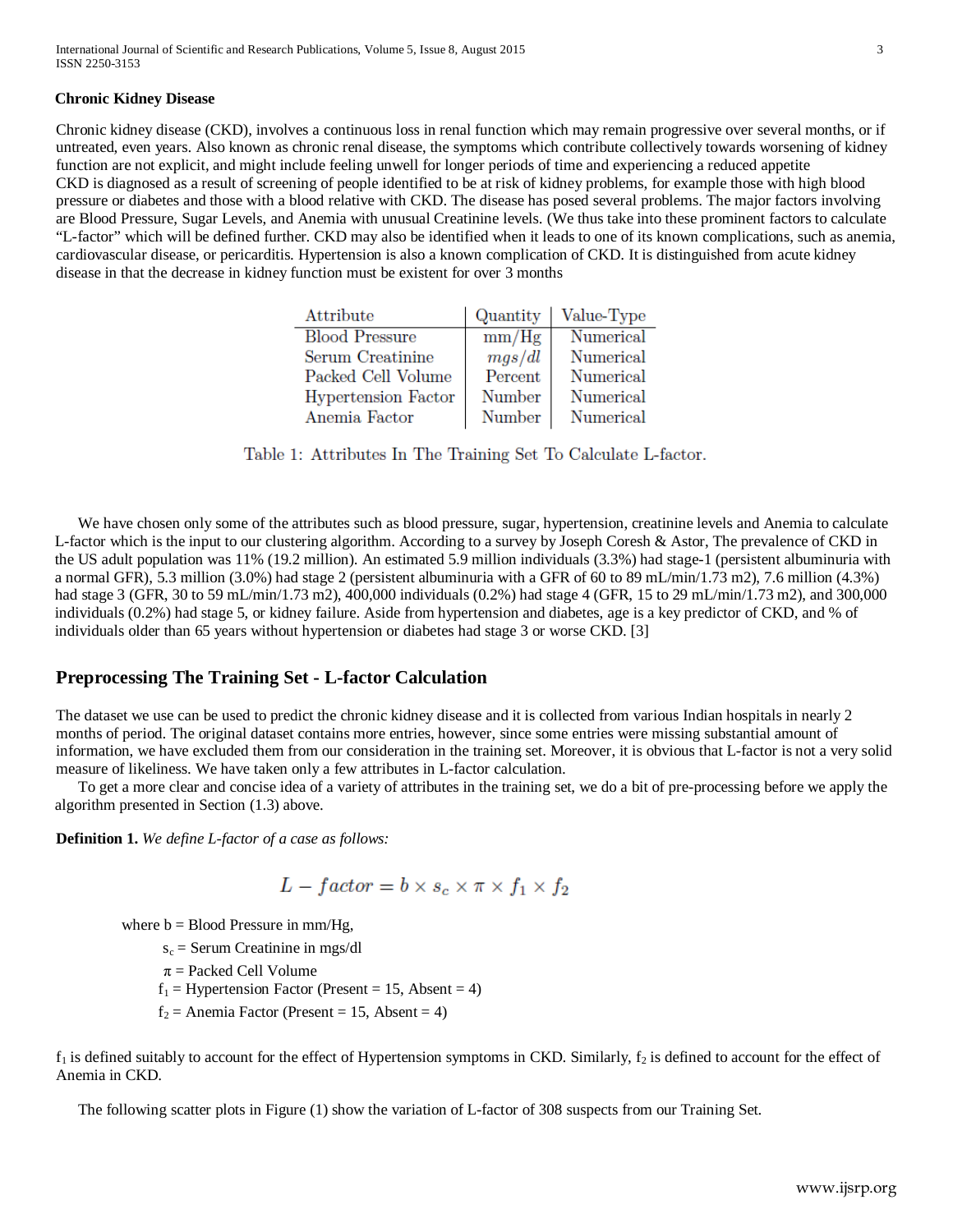### Chronic Kidney Disease

Chronic kidney disease (CKD), involves a continuous loss in renal function which may remain progressive over several months, or if untreated, even years. Also known as chronic renal disease, the symptoms which contribute collectively towards worsening of kidney function are not explicit, and might include feeling unwell for longer periods of time and experiencing a reduced appetite
CKD is diagnosed as a result of screening of people identified to be at risk of kidney problems, for example those with high blood pressure or diabetes and those with a blood relative with CKD. The disease has posed several problems. The major factors involving are Blood Pressure, Sugar Levels, and Anemia with unusual Creatinine levels. (We thus take into these prominent factors to calculate "L-factor" which will be defined further. CKD may also be identified when it leads to one of its known complications, such as anemia, cardiovascular disease, or pericarditis. Hypertension is also a known complication of CKD. It is distinguished from acute kidney disease in that the decrease in kidney function must be existent for over 3 months

| Attribute | Quantity | Value-Type |
|---|---|---|
| Blood Pressure | mm/Hg | Numerical |
| Serum Creatinine | $mgs/dl$ | Numerical |
| Packed Cell Volume | Percent | Numerical |
| Hypertension Factor | Number | Numerical |
| Anemia Factor | Number | Numerical |

Table 1: Attributes In The Training Set To Calculate L-factor.

We have chosen only some of the attributes such as blood pressure, sugar, hypertension, creatinine levels and Anemia to calculate L-factor which is the input to our clustering algorithm. According to a survey by Joseph Coresh & Astor, The prevalence of CKD in the US adult population was 11% (19.2 million). An estimated 5.9 million individuals (3.3%) had stage-1 (persistent albuminuria with a normal GFR), 5.3 million (3.0%) had stage 2 (persistent albuminuria with a GFR of 60 to 89 mL/min/1.73 m2), 7.6 million (4.3%) had stage 3 (GFR, 30 to 59 mL/min/1.73 m2), 400,000 individuals (0.2%) had stage 4 (GFR, 15 to 29 mL/min/1.73 m2), and 300,000 individuals (0.2%) had stage 5, or kidney failure. Aside from hypertension and diabetes, age is a key predictor of CKD, and % of individuals older than 65 years without hypertension or diabetes had stage 3 or worse CKD. [3]

## Preprocessing The Training Set - L-factor Calculation

The dataset we use can be used to predict the chronic kidney disease and it is collected from various Indian hospitals in nearly 2 months of period. The original dataset contains more entries, however, since some entries were missing substantial amount of information, we have excluded them from our consideration in the training set. Moreover, it is obvious that L-factor is not a very solid measure of likeliness. We have taken only a few attributes in L-factor calculation.

To get a more clear and concise idea of a variety of attributes in the training set, we do a bit of pre-processing before we apply the algorithm presented in Section (1.3) above.

**Definition 1.** *We define L-factor of a case as follows:*

$$L - factor = b \times s_c \times \pi \times f_1 \times f_2$$

where b = Blood Pressure in mm/Hg,

$s_c$ = Serum Creatinine in mgs/dl

$\pi$ = Packed Cell Volume

$f_1$ = Hypertension Factor (Present = 15, Absent = 4)

$f_2$ = Anemia Factor (Present = 15, Absent = 4)

$f_1$ is defined suitably to account for the effect of Hypertension symptoms in CKD. Similarly, $f_2$ is defined to account for the effect of Anemia in CKD.

The following scatter plots in Figure (1) show the variation of L-factor of 308 suspects from our Training Set.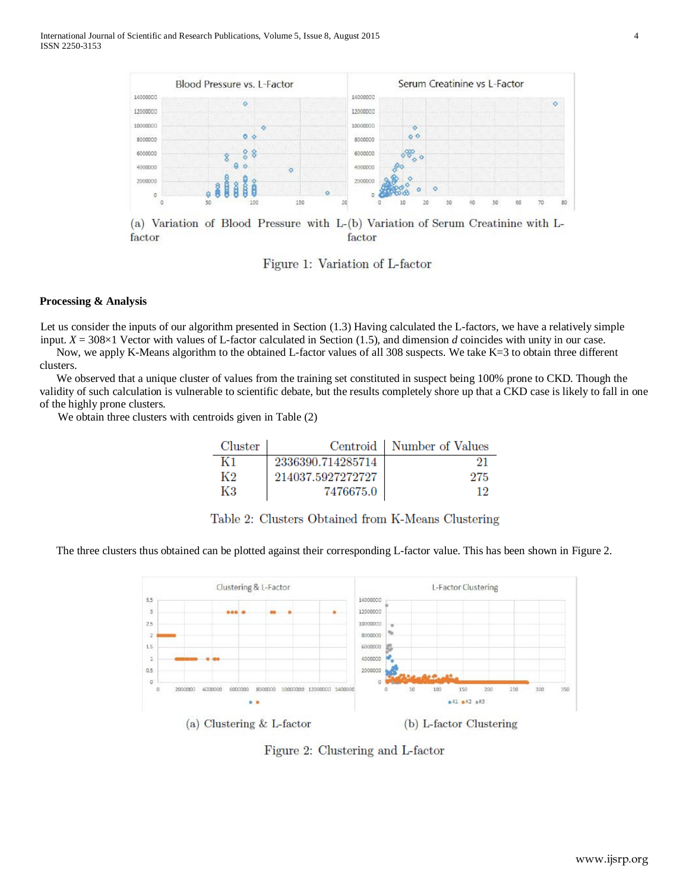(a) Variation of Blood Pressure with L-factor

(b) Variation of Serum Creatinine with L-factor

Figure 1: Variation of L-factor

**Processing & Analysis**

Let us consider the inputs of our algorithm presented in Section (1.3) Having calculated the L-factors, we have a relatively simple input. $X$ = 308×1 Vector with values of L-factor calculated in Section (1.5), and dimension $d$ coincides with unity in our case.

Now, we apply K-Means algorithm to the obtained L-factor values of all 308 suspects. We take K=3 to obtain three different clusters.

We observed that a unique cluster of values from the training set constituted in suspect being 100% prone to CKD. Though the validity of such calculation is vulnerable to scientific debate, but the results completely shore up that a CKD case is likely to fall in one of the highly prone clusters.

We obtain three clusters with centroids given in Table (2)

| Cluster | Centroid | Number of Values |
|---|---|---|
| K1 | 2336390.714285714 | 21 |
| K2 | 214037.5927272727 | 275 |
| K3 | 7476675.0 | 12 |

Table 2: Clusters Obtained from K-Means Clustering

The three clusters thus obtained can be plotted against their corresponding L-factor value. This has been shown in Figure 2.

(a) Clustering & L-factor

(b) L-factor Clustering

Figure 2: Clustering and L-factor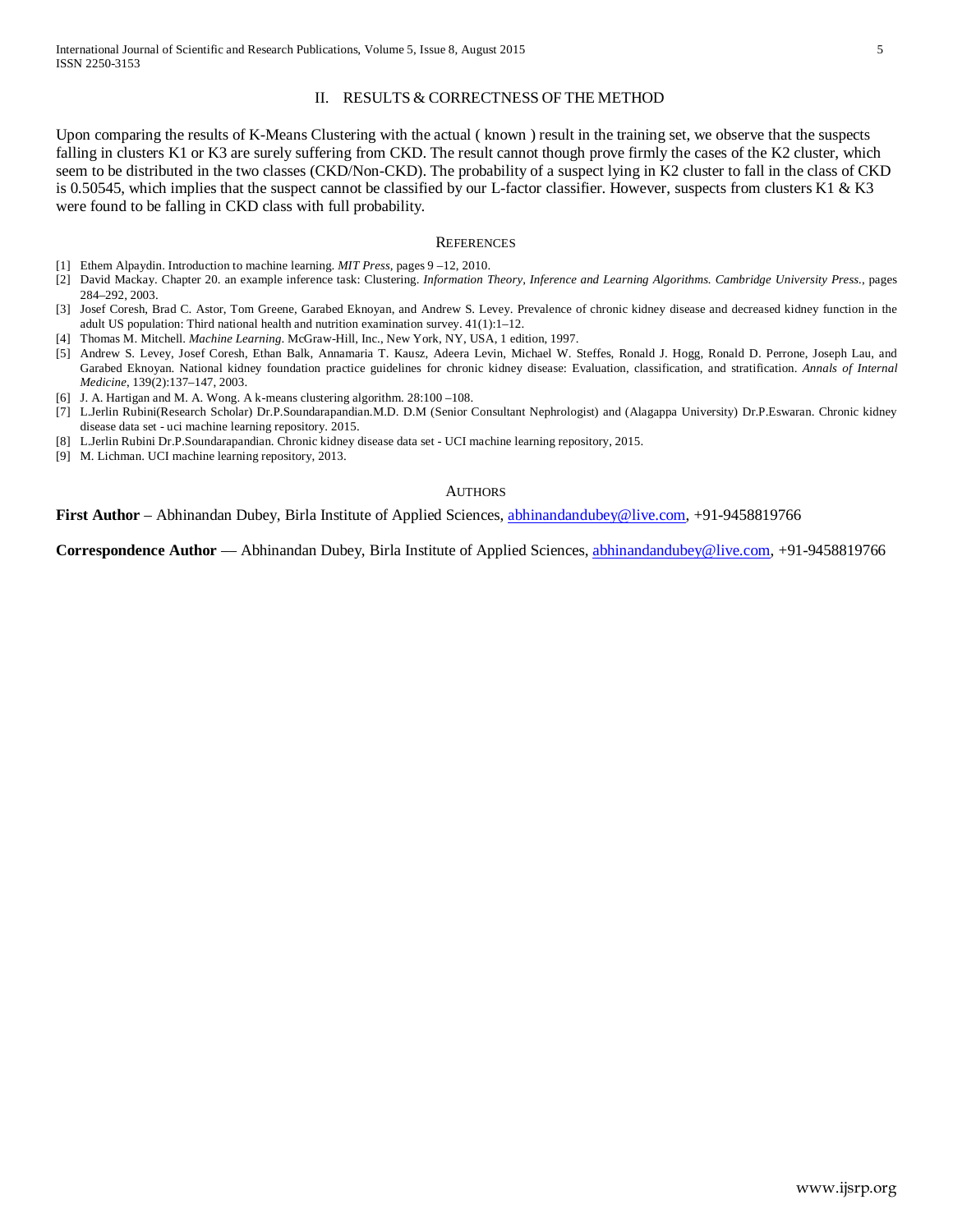## II. RESULTS & CORRECTNESS OF THE METHOD

Upon comparing the results of K-Means Clustering with the actual ( known ) result in the training set, we observe that the suspects falling in clusters K1 or K3 are surely suffering from CKD. The result cannot though prove firmly the cases of the K2 cluster, which seem to be distributed in the two classes (CKD/Non-CKD). The probability of a suspect lying in K2 cluster to fall in the class of CKD is 0.50545, which implies that the suspect cannot be classified by our L-factor classifier. However, suspects from clusters K1 & K3 were found to be falling in CKD class with full probability.

## REFERENCES

[1] Ethem Alpaydin. Introduction to machine learning. *MIT Press*, pages 9 –12, 2010.
[2] David Mackay. Chapter 20. an example inference task: Clustering. *Information Theory, Inference and Learning Algorithms. Cambridge University Press.*, pages 284–292, 2003.
[3] Josef Coresh, Brad C. Astor, Tom Greene, Garabed Eknoyan, and Andrew S. Levey. Prevalence of chronic kidney disease and decreased kidney function in the adult US population: Third national health and nutrition examination survey. 41(1):1–12.
[4] Thomas M. Mitchell. *Machine Learning*. McGraw-Hill, Inc., New York, NY, USA, 1 edition, 1997.
[5] Andrew S. Levey, Josef Coresh, Ethan Balk, Annamaria T. Kausz, Adeera Levin, Michael W. Steffes, Ronald J. Hogg, Ronald D. Perrone, Joseph Lau, and Garabed Eknoyan. National kidney foundation practice guidelines for chronic kidney disease: Evaluation, classification, and stratification. *Annals of Internal Medicine*, 139(2):137–147, 2003.
[6] J. A. Hartigan and M. A. Wong. A k-means clustering algorithm. 28:100 –108.
[7] L.Jerlin Rubini(Research Scholar) Dr.P.Soundarapandian.M.D. D.M (Senior Consultant Nephrologist) and (Alagappa University) Dr.P.Eswaran. Chronic kidney disease data set - uci machine learning repository. 2015.
[8] L.Jerlin Rubini Dr.P.Soundarapandian. Chronic kidney disease data set - UCI machine learning repository, 2015.
[9] M. Lichman. UCI machine learning repository, 2013.

## AUTHORS

**First Author** – Abhinandan Dubey, Birla Institute of Applied Sciences, abhinandandubey@live.com, +91-9458819766

**Correspondence Author** — Abhinandan Dubey, Birla Institute of Applied Sciences, abhinandandubey@live.com, +91-9458819766